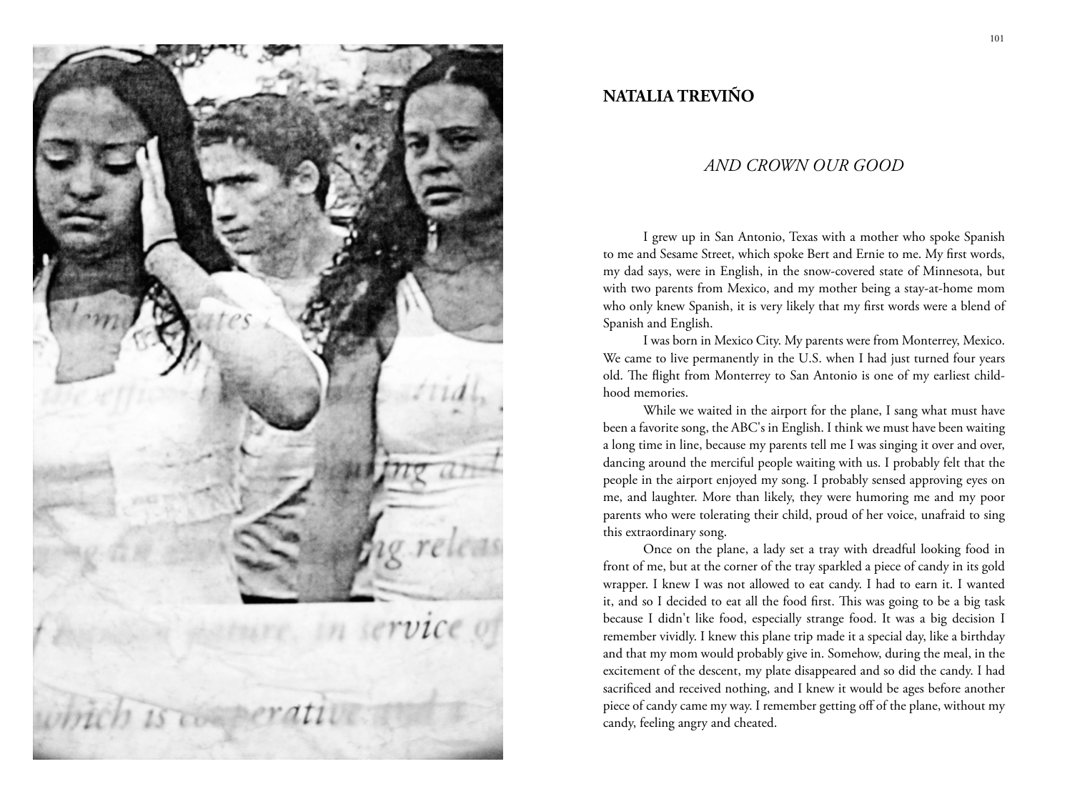## NATALIA TREVIÑO

### *AND CROWN OUR GOOD*

I grew up in San Antonio, Texas with a mother who spoke Spanish to me and Sesame Street, which spoke Bert and Ernie to me. My first words, my dad says, were in English, in the snow-covered state of Minnesota, but with two parents from Mexico, and my mother being a stay-at-home mom who only knew Spanish, it is very likely that my first words were a blend of Spanish and English.

I was born in Mexico City. My parents were from Monterrey, Mexico. We came to live permanently in the U.S. when I had just turned four years old. The flight from Monterrey to San Antonio is one of my earliest childhood memories.

While we waited in the airport for the plane, I sang what must have been a favorite song, the ABC's in English. I think we must have been waiting a long time in line, because my parents tell me I was singing it over and over, dancing around the merciful people waiting with us. I probably felt that the people in the airport enjoyed my song. I probably sensed approving eyes on me, and laughter. More than likely, they were humoring me and my poor parents who were tolerating their child, proud of her voice, unafraid to sing this extraordinary song.

Once on the plane, a lady set a tray with dreadful looking food in front of me, but at the corner of the tray sparkled a piece of candy in its gold wrapper. I knew I was not allowed to eat candy. I had to earn it. I wanted it, and so I decided to eat all the food first. This was going to be a big task because I didn't like food, especially strange food. It was a big decision I remember vividly. I knew this plane trip made it a special day, like a birthday and that my mom would probably give in. Somehow, during the meal, in the excitement of the descent, my plate disappeared and so did the candy. I had sacrificed and received nothing, and I knew it would be ages before another piece of candy came my way. I remember getting off of the plane, without my candy, feeling angry and cheated.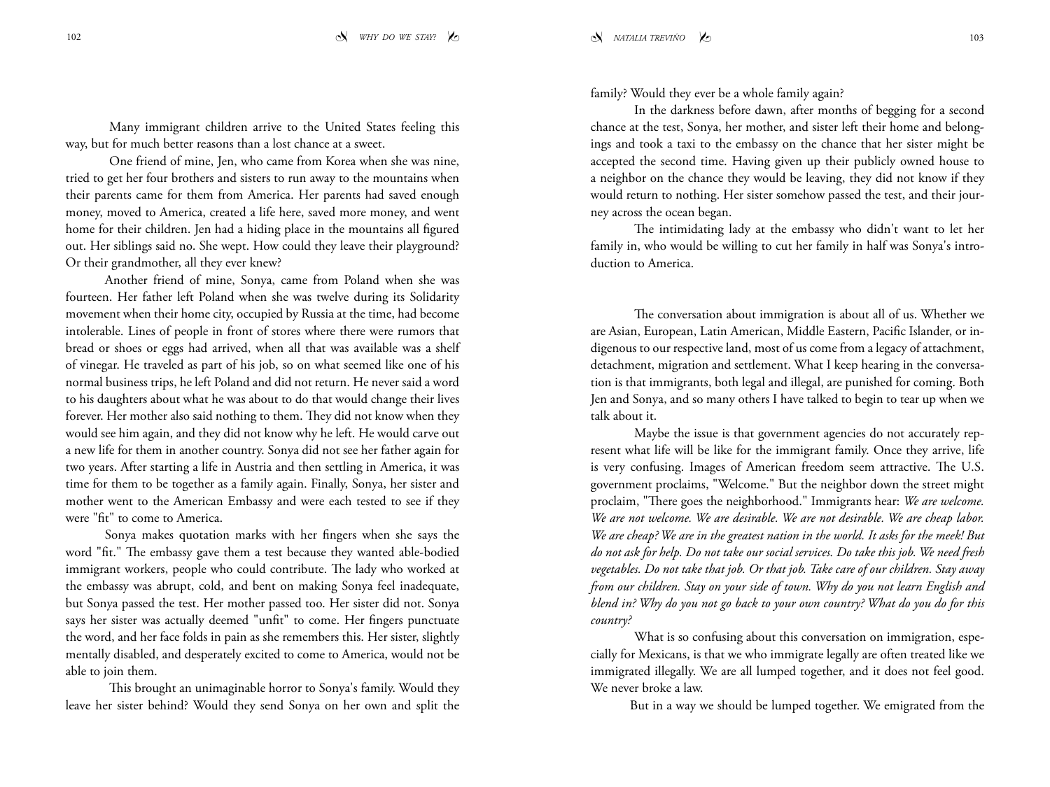Many immigrant children arrive to the United States feeling this way, but for much better reasons than a lost chance at a sweet.

One friend of mine, Jen, who came from Korea when she was nine, tried to get her four brothers and sisters to run away to the mountains when their parents came for them from America. Her parents had saved enough money, moved to America, created a life here, saved more money, and went home for their children. Jen had a hiding place in the mountains all figured out. Her siblings said no. She wept. How could they leave their playground? Or their grandmother, all they ever knew?

Another friend of mine, Sonya, came from Poland when she was fourteen. Her father left Poland when she was twelve during its Solidarity movement when their home city, occupied by Russia at the time, had become intolerable. Lines of people in front of stores where there were rumors that bread or shoes or eggs had arrived, when all that was available was a shelf of vinegar. He traveled as part of his job, so on what seemed like one of his normal business trips, he left Poland and did not return. He never said a word to his daughters about what he was about to do that would change their lives forever. Her mother also said nothing to them. They did not know when they would see him again, and they did not know why he left. He would carve out a new life for them in another country. Sonya did not see her father again for two years. After starting a life in Austria and then settling in America, it was time for them to be together as a family again. Finally, Sonya, her sister and mother went to the American Embassy and were each tested to see if they were "fit" to come to America.

Sonya makes quotation marks with her fingers when she says the word "fit." The embassy gave them a test because they wanted able-bodied immigrant workers, people who could contribute. The lady who worked at the embassy was abrupt, cold, and bent on making Sonya feel inadequate, but Sonya passed the test. Her mother passed too. Her sister did not. Sonya says her sister was actually deemed "unfit" to come. Her fingers punctuate the word, and her face folds in pain as she remembers this. Her sister, slightly mentally disabled, and desperately excited to come to America, would not be able to join them.

This brought an unimaginable horror to Sonya's family. Would they leave her sister behind? Would they send Sonya on her own and split the family? Would they ever be a whole family again?

In the darkness before dawn, after months of begging for a second chance at the test, Sonya, her mother, and sister left their home and belongings and took a taxi to the embassy on the chance that her sister might be accepted the second time. Having given up their publicly owned house to a neighbor on the chance they would be leaving, they did not know if they would return to nothing. Her sister somehow passed the test, and their journey across the ocean began.

The intimidating lady at the embassy who didn't want to let her family in, who would be willing to cut her family in half was Sonya's introduction to America.

The conversation about immigration is about all of us. Whether we are Asian, European, Latin American, Middle Eastern, Pacific Islander, or indigenous to our respective land, most of us come from a legacy of attachment, detachment, migration and settlement. What I keep hearing in the conversation is that immigrants, both legal and illegal, are punished for coming. Both Jen and Sonya, and so many others I have talked to begin to tear up when we talk about it.

Maybe the issue is that government agencies do not accurately represent what life will be like for the immigrant family. Once they arrive, life is very confusing. Images of American freedom seem attractive. The U.S. government proclaims, "Welcome." But the neighbor down the street might proclaim, "There goes the neighborhood." Immigrants hear: *We are welcome. We are not welcome. We are desirable. We are not desirable. We are cheap labor. We are cheap? We are in the greatest nation in the world. It asks for the meek! But do not ask for help. Do not take our social services. Do take this job. We need fresh vegetables. Do not take that job. Or that job. Take care of our children. Stay away from our children. Stay on your side of town. Why do you not learn English and blend in? Why do you not go back to your own country? What do you do for this country?*

What is so confusing about this conversation on immigration, especially for Mexicans, is that we who immigrate legally are often treated like we immigrated illegally. We are all lumped together, and it does not feel good. We never broke a law.

But in a way we should be lumped together. We emigrated from the